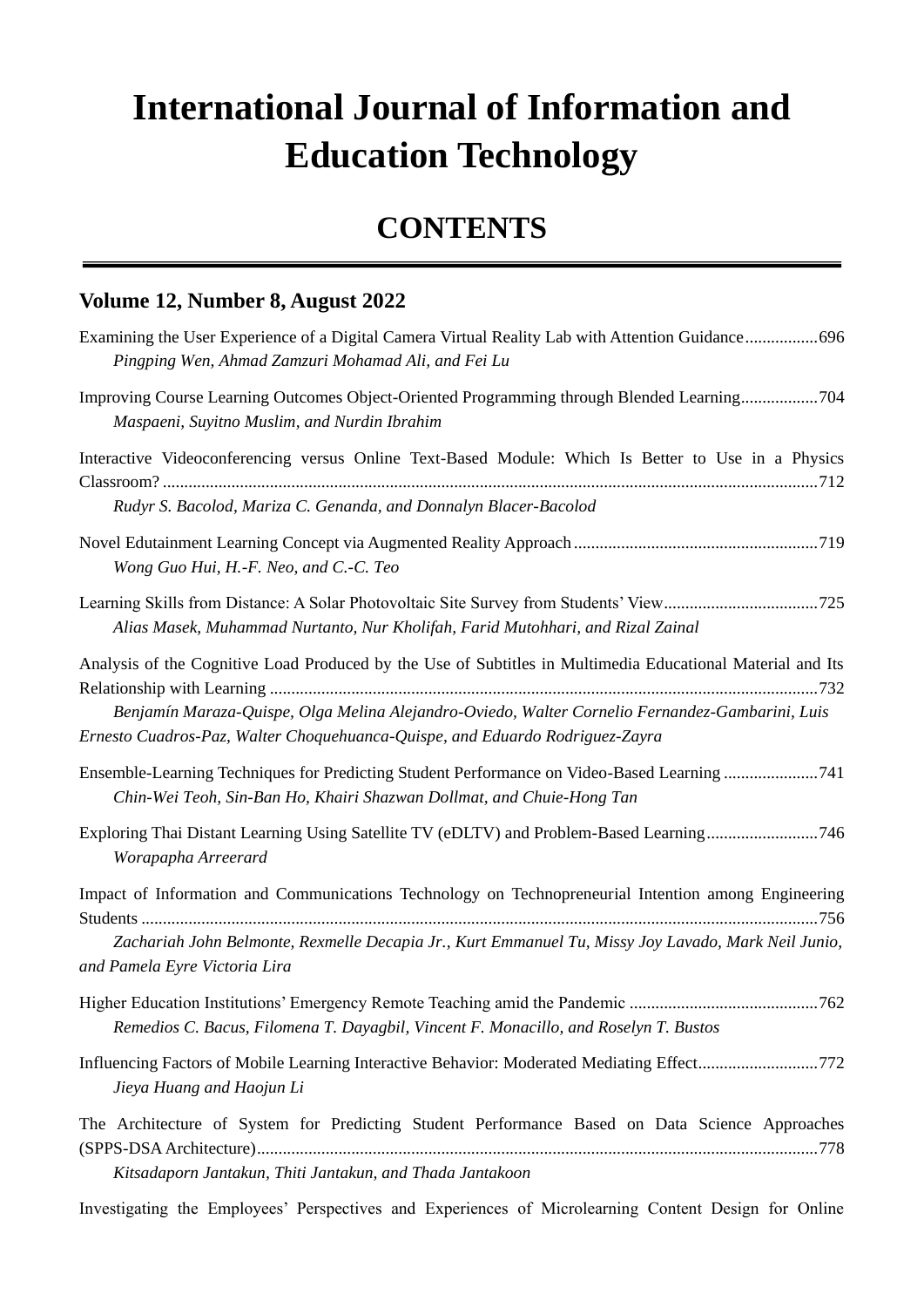# International Journal of Information and Education Technology

## CONTENTS

### Volume 12, Number 8, August 2022

Examining the User Experience of a Digital Camera Virtual Reality Lab with Attention Guidance ................. 696
*Pingping Wen, Ahmad Zamzuri Mohamad Ali, and Fei Lu*

Improving Course Learning Outcomes Object-Oriented Programming through Blended Learning .................. 704
*Maspaeni, Suyitno Muslim, and Nurdin Ibrahim*

Interactive Videoconferencing versus Online Text-Based Module: Which Is Better to Use in a Physics Classroom? ......... 712
*Rudyr S. Bacolod, Mariza C. Genanda, and Donnalyn Blacer-Bacolod*

Novel Edutainment Learning Concept via Augmented Reality Approach ......... 719
*Wong Guo Hui, H.-F. Neo, and C.-C. Teo*

Learning Skills from Distance: A Solar Photovoltaic Site Survey from Students' View ......... 725
*Alias Masek, Muhammad Nurtanto, Nur Kholifah, Farid Mutohhari, and Rizal Zainal*

Analysis of the Cognitive Load Produced by the Use of Subtitles in Multimedia Educational Material and Its Relationship with Learning ......... 732
*Benjamín Maraza-Quispe, Olga Melina Alejandro-Oviedo, Walter Cornelio Fernandez-Gambarini, Luis Ernesto Cuadros-Paz, Walter Choquehuanca-Quispe, and Eduardo Rodriguez-Zayra*

Ensemble-Learning Techniques for Predicting Student Performance on Video-Based Learning ......... 741
*Chin-Wei Teoh, Sin-Ban Ho, Khairi Shazwan Dollmat, and Chuie-Hong Tan*

Exploring Thai Distant Learning Using Satellite TV (eDLTV) and Problem-Based Learning ......... 746
*Worapapha Arreerard*

Impact of Information and Communications Technology on Technopreneurial Intention among Engineering Students ......... 756
*Zachariah John Belmonte, Rexmelle Decapia Jr., Kurt Emmanuel Tu, Missy Joy Lavado, Mark Neil Junio, and Pamela Eyre Victoria Lira*

Higher Education Institutions' Emergency Remote Teaching amid the Pandemic ......... 762
*Remedios C. Bacus, Filomena T. Dayagbil, Vincent F. Monacillo, and Roselyn T. Bustos*

Influencing Factors of Mobile Learning Interactive Behavior: Moderated Mediating Effect ......... 772
*Jieya Huang and Haojun Li*

The Architecture of System for Predicting Student Performance Based on Data Science Approaches (SPPS-DSA Architecture) ......... 778
*Kitsadaporn Jantakun, Thiti Jantakun, and Thada Jantakoon*

Investigating the Employees' Perspectives and Experiences of Microlearning Content Design for Online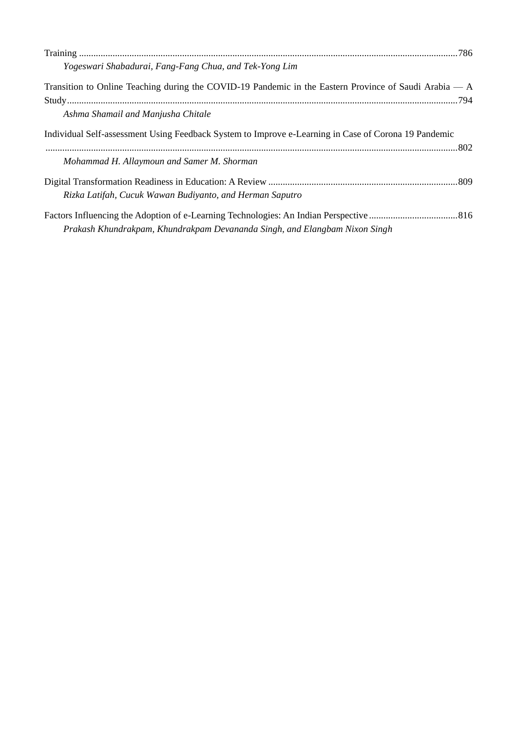Training ....................................................................................................................................................786

*Yogeswari Shabadurai, Fang-Fang Chua, and Tek-Yong Lim*

Transition to Online Teaching during the COVID-19 Pandemic in the Eastern Province of Saudi Arabia — A Study..................................................................................................................................................794

*Ashma Shamail and Manjusha Chitale*

Individual Self-assessment Using Feedback System to Improve e-Learning in Case of Corona 19 Pandemic ...........................................................................................................................................................802

*Mohammad H. Allaymoun and Samer M. Shorman*

Digital Transformation Readiness in Education: A Review ...............................................................................809

*Rizka Latifah, Cucuk Wawan Budiyanto, and Herman Saputro*

Factors Influencing the Adoption of e-Learning Technologies: An Indian Perspective.....................................816

*Prakash Khundrakpam, Khundrakpam Devananda Singh, and Elangbam Nixon Singh*